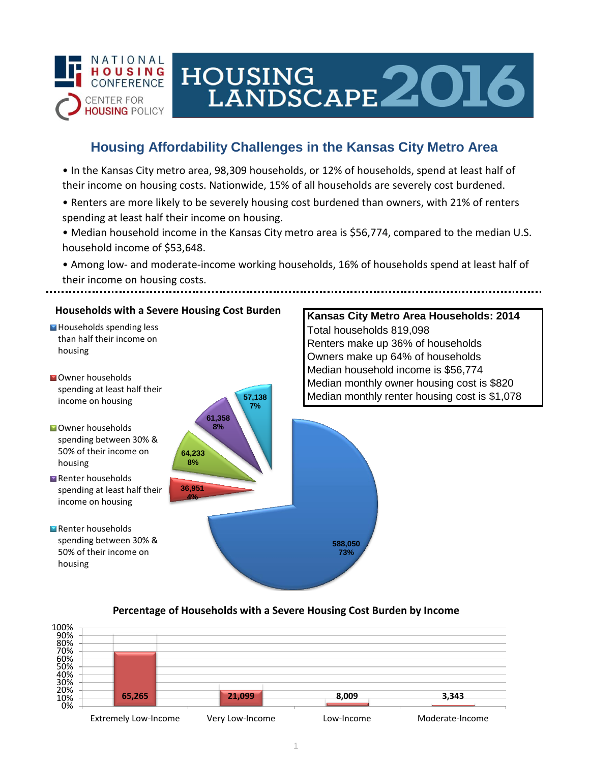NATIONAL HOUSING CONFERENCE

CENTER FOR HOUSING POLICY

# HOUSING LANDSCAPE 2016

## Housing Affordability Challenges in the Kansas City Metro Area

- In the Kansas City metro area, 98,309 households, or 12% of households, spend at least half of their income on housing costs. Nationwide, 15% of all households are severely cost burdened.
- Renters are more likely to be severely housing cost burdened than owners, with 21% of renters spending at least half their income on housing.
- Median household income in the Kansas City metro area is $56,774, compared to the median U.S. household income of $53,648.
- Among low- and moderate-income working households, 16% of households spend at least half of their income on housing costs.

### Households with a Severe Housing Cost Burden

| Category | Households | Percent |
|---|---|---|
| Households spending less than half their income on housing | 588,050 | 73% |
| Owner households spending at least half their income on housing | 36,951 | 4% |
| Owner households spending between 30% & 50% of their income on housing | 64,233 | 8% |
| Renter households spending at least half their income on housing | 61,358 | 8% |
| Renter households spending between 30% & 50% of their income on housing | 57,138 | 7% |

### Kansas City Metro Area Households: 2014

Total households 819,098

Renters make up 36% of households

Owners make up 64% of households

Median household income is $56,774

Median monthly owner housing cost is $820

Median monthly renter housing cost is $1,078

### Percentage of Households with a Severe Housing Cost Burden by Income

| Income Level | Households |
|---|---|
| Extremely Low-Income | 65,265 |
| Very Low-Income | 21,099 |
| Low-Income | 8,009 |
| Moderate-Income | 3,343 |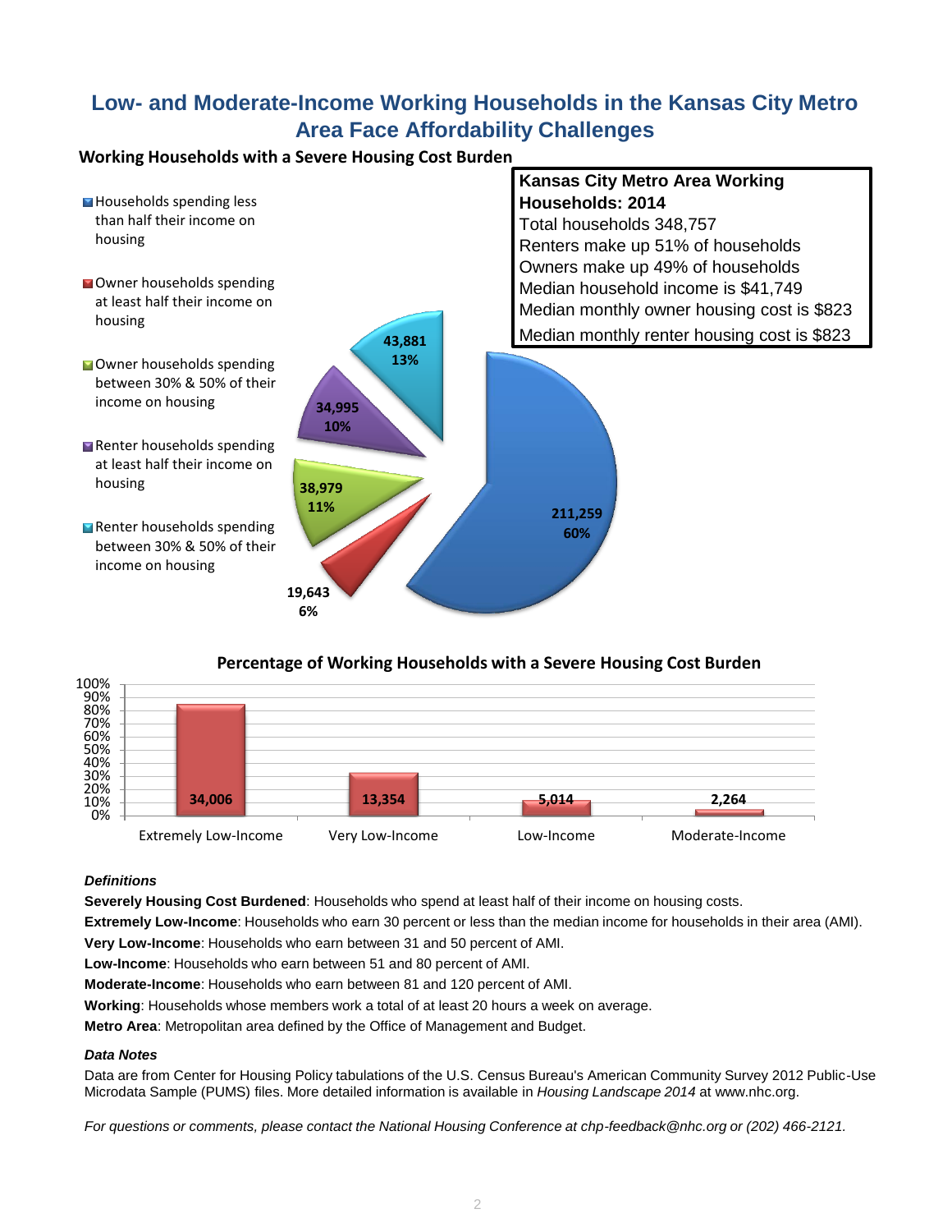# Low- and Moderate-Income Working Households in the Kansas City Metro Area Face Affordability Challenges

## Working Households with a Severe Housing Cost Burden

Households spending less than half their income on housing

Owner households spending at least half their income on housing

Owner households spending between 30% & 50% of their income on housing

Renter households spending at least half their income on housing

Renter households spending between 30% & 50% of their income on housing

43,881
13%

34,995
10%

38,979
11%

19,643
6%

211,259
60%

**Kansas City Metro Area Working Households: 2014**
Total households 348,757
Renters make up 51% of households
Owners make up 49% of households
Median household income is $41,749
Median monthly owner housing cost is $823
Median monthly renter housing cost is $823

## Percentage of Working Households with a Severe Housing Cost Burden

100%
90%
80%
70%
60%
50%
40%
30%
20%
10%
0%

34,006
13,354
5,014
2,264

Extremely Low-Income
Very Low-Income
Low-Income
Moderate-Income

### *Definitions*

**Severely Housing Cost Burdened**: Households who spend at least half of their income on housing costs.

**Extremely Low-Income**: Households who earn 30 percent or less than the median income for households in their area (AMI).

**Very Low-Income**: Households who earn between 31 and 50 percent of AMI.

**Low-Income**: Households who earn between 51 and 80 percent of AMI.

**Moderate-Income**: Households who earn between 81 and 120 percent of AMI.

**Working**: Households whose members work a total of at least 20 hours a week on average.

**Metro Area**: Metropolitan area defined by the Office of Management and Budget.

### *Data Notes*

Data are from Center for Housing Policy tabulations of the U.S. Census Bureau's American Community Survey 2012 Public-Use Microdata Sample (PUMS) files. More detailed information is available in *Housing Landscape 2014* at www.nhc.org.

*For questions or comments, please contact the National Housing Conference at chp-feedback@nhc.org or (202) 466-2121.*